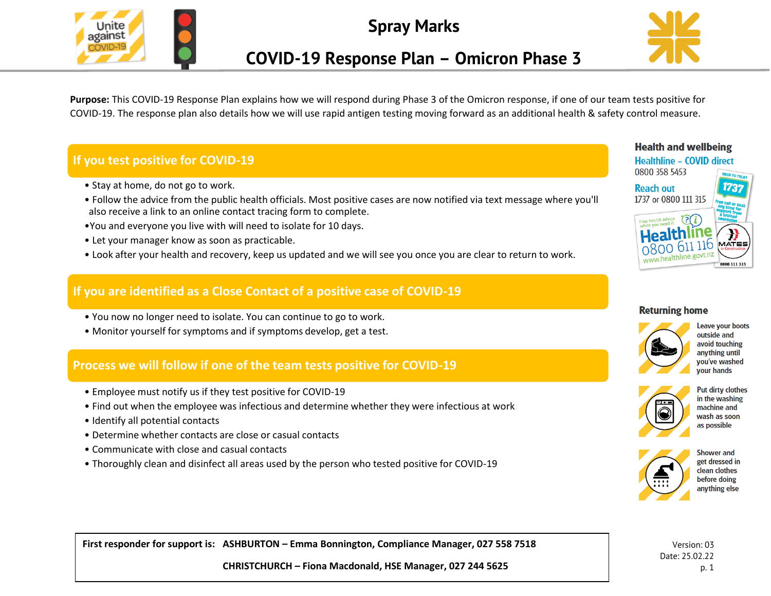# Spray Marks

## COVID-19 Response Plan – Omicron Phase 3

**Purpose:** This COVID-19 Response Plan explains how we will respond during Phase 3 of the Omicron response, if one of our team tests positive for COVID-19. The response plan also details how we will use rapid antigen testing moving forward as an additional health & safety control measure.

### If you test positive for COVID-19

- Stay at home, do not go to work.
- Follow the advice from the public health officials. Most positive cases are now notified via text message where you'll also receive a link to an online contact tracing form to complete.
- You and everyone you live with will need to isolate for 10 days.
- Let your manager know as soon as practicable.
- Look after your health and recovery, keep us updated and we will see you once you are clear to return to work.

### If you are identified as a Close Contact of a positive case of COVID-19

- You now no longer need to isolate. You can continue to go to work.
- Monitor yourself for symptoms and if symptoms develop, get a test.

### Process we will follow if one of the team tests positive for COVID-19

- Employee must notify us if they test positive for COVID-19
- Find out when the employee was infectious and determine whether they were infectious at work
- Identify all potential contacts
- Determine whether contacts are close or casual contacts
- Communicate with close and casual contacts
- Thoroughly clean and disinfect all areas used by the person who tested positive for COVID-19

### Health and wellbeing

**Healthline – COVID direct**
0800 358 5453

**Reach out**
1737 or 0800 111 315

### Returning home

- Leave your boots outside and avoid touching anything until you've washed your hands
- Put dirty clothes in the washing machine and wash as soon as possible
- Shower and get dressed in clean clothes before doing anything else

| First responder for support is: | ASHBURTON – Emma Bonnington, Compliance Manager, 027 558 7518 |
|---|---|
| | CHRISTCHURCH – Fiona Macdonald, HSE Manager, 027 244 5625 |

Version: 03
Date: 25.02.22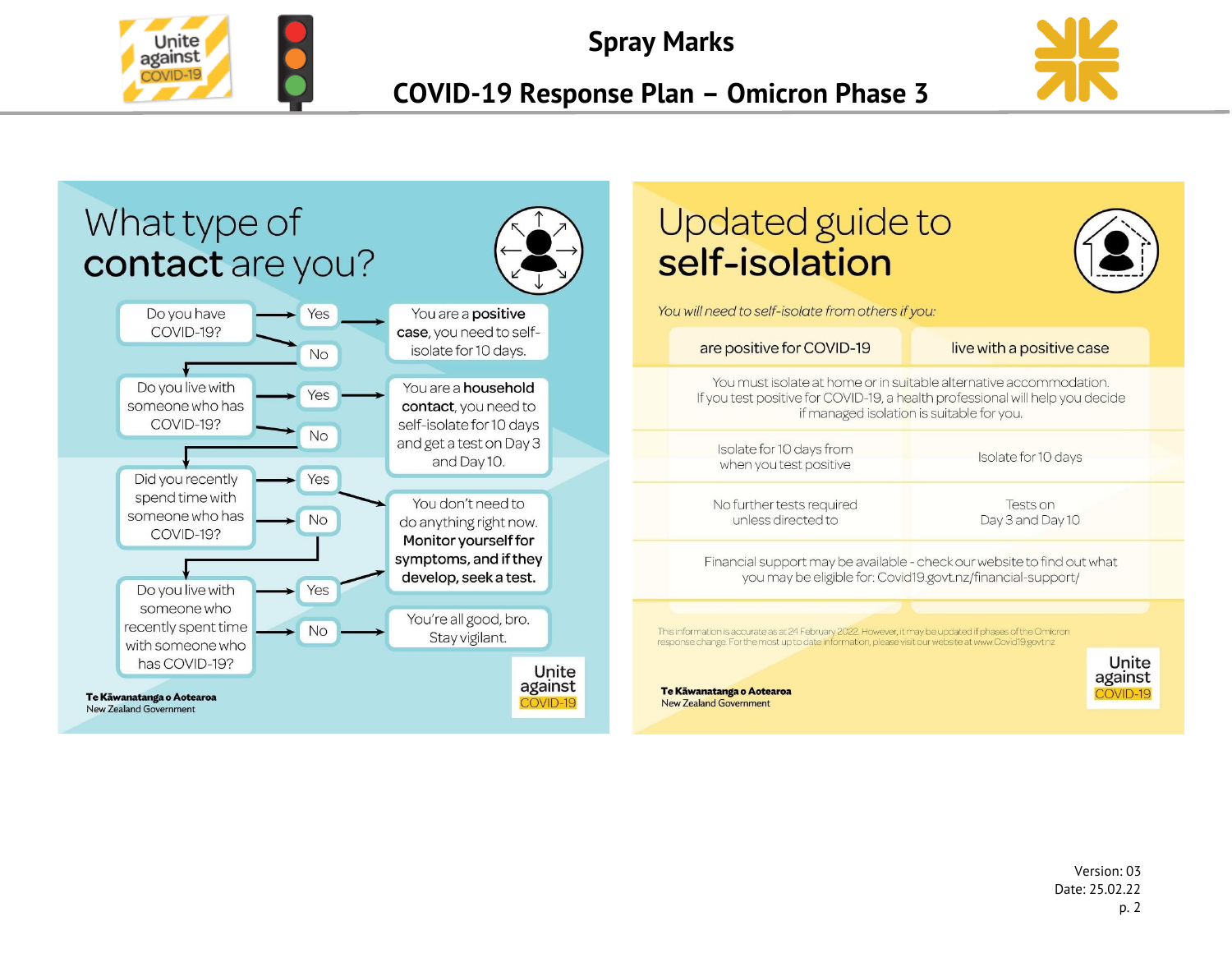# Spray Marks

## COVID-19 Response Plan – Omicron Phase 3

## What type of **contact** are you?

- **Do you have COVID-19?**
  - Yes → You are a **positive case**, you need to self-isolate for 10 days.
  - No → go to next question.
- **Do you live with someone who has COVID-19?**
  - Yes → You are a **household contact**, you need to self-isolate for 10 days and get a test on Day 3 and Day 10.
  - No → go to next question.
- **Did you recently spend time with someone who has COVID-19?**
  - Yes → You don't need to do anything right now. **Monitor yourself for symptoms, and if they develop, seek a test.**
  - No → go to next question.
- **Do you live with someone who recently spent time with someone who has COVID-19?**
  - Yes → You don't need to do anything right now. **Monitor yourself for symptoms, and if they develop, seek a test.**
  - No → You're all good, bro. Stay vigilant.

**Te Kāwanatanga o Aotearoa**
New Zealand Government

Unite against COVID-19

## Updated guide to **self-isolation**

*You will need to self-isolate from others if you:*

| are positive for COVID-19 | live with a positive case |
| --- | --- |
| You must isolate at home or in suitable alternative accommodation. If you test positive for COVID-19, a health professional will help you decide if managed isolation is suitable for you. | |
| Isolate for 10 days from when you test positive | Isolate for 10 days |
| No further tests required unless directed to | Tests on Day 3 and Day 10 |
| Financial support may be available - check our website to find out what you may be eligible for: Covid19.govt.nz/financial-support/ | |

This information is accurate as at 24 February 2022. However, it may be updated if phases of the Omicron response change. For the most up to date information, please visit our website at www.Covid19.govt.nz

**Te Kāwanatanga o Aotearoa**
New Zealand Government

Unite against COVID-19

Version: 03
Date: 25.02.22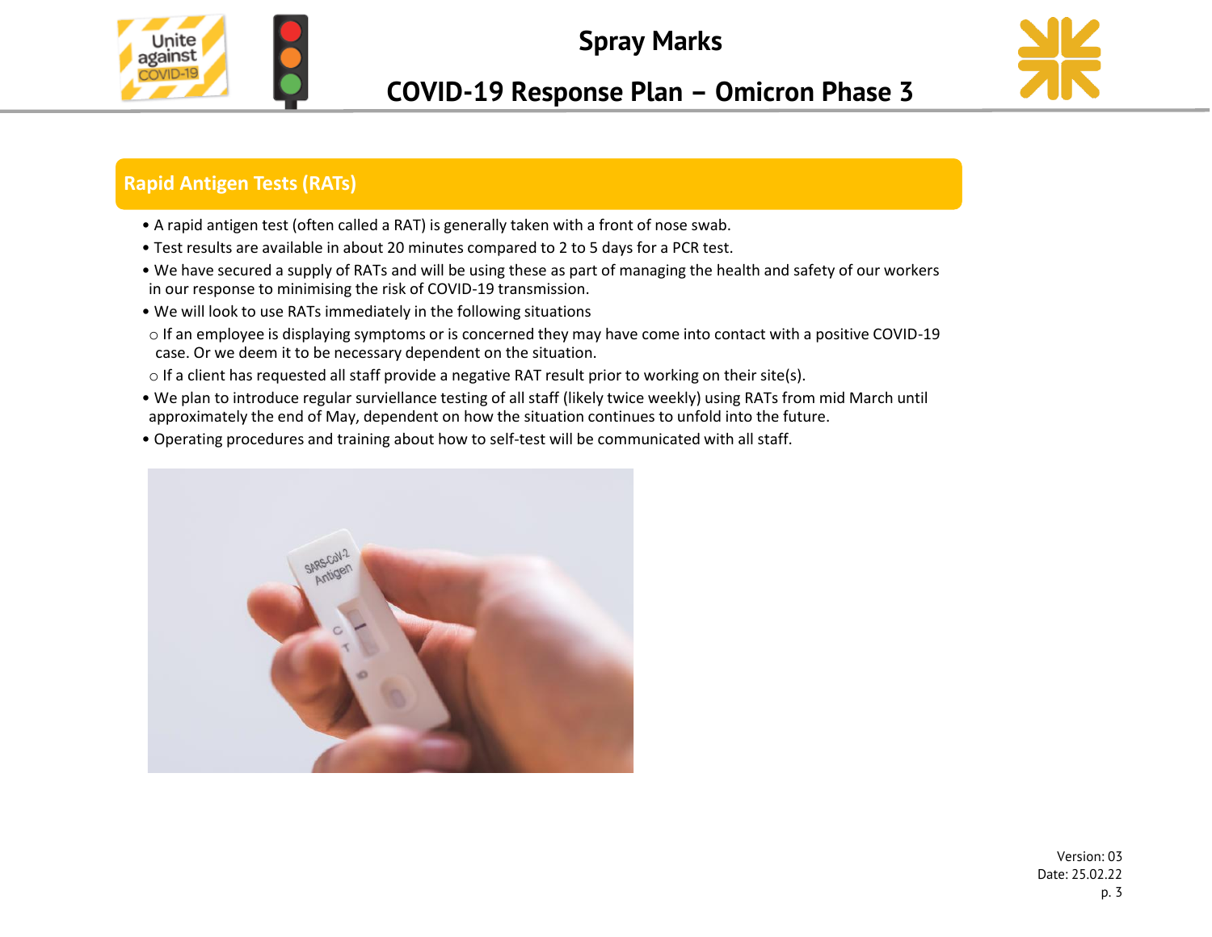## Rapid Antigen Tests (RATs)

- A rapid antigen test (often called a RAT) is generally taken with a front of nose swab.
- Test results are available in about 20 minutes compared to 2 to 5 days for a PCR test.
- We have secured a supply of RATs and will be using these as part of managing the health and safety of our workers in our response to minimising the risk of COVID-19 transmission.
- We will look to use RATs immediately in the following situations
  - If an employee is displaying symptoms or is concerned they may have come into contact with a positive COVID-19 case. Or we deem it to be necessary dependent on the situation.
  - If a client has requested all staff provide a negative RAT result prior to working on their site(s).
- We plan to introduce regular surviellance testing of all staff (likely twice weekly) using RATs from mid March until approximately the end of May, dependent on how the situation continues to unfold into the future.
- Operating procedures and training about how to self-test will be communicated with all staff.

Version: 03
Date: 25.02.22